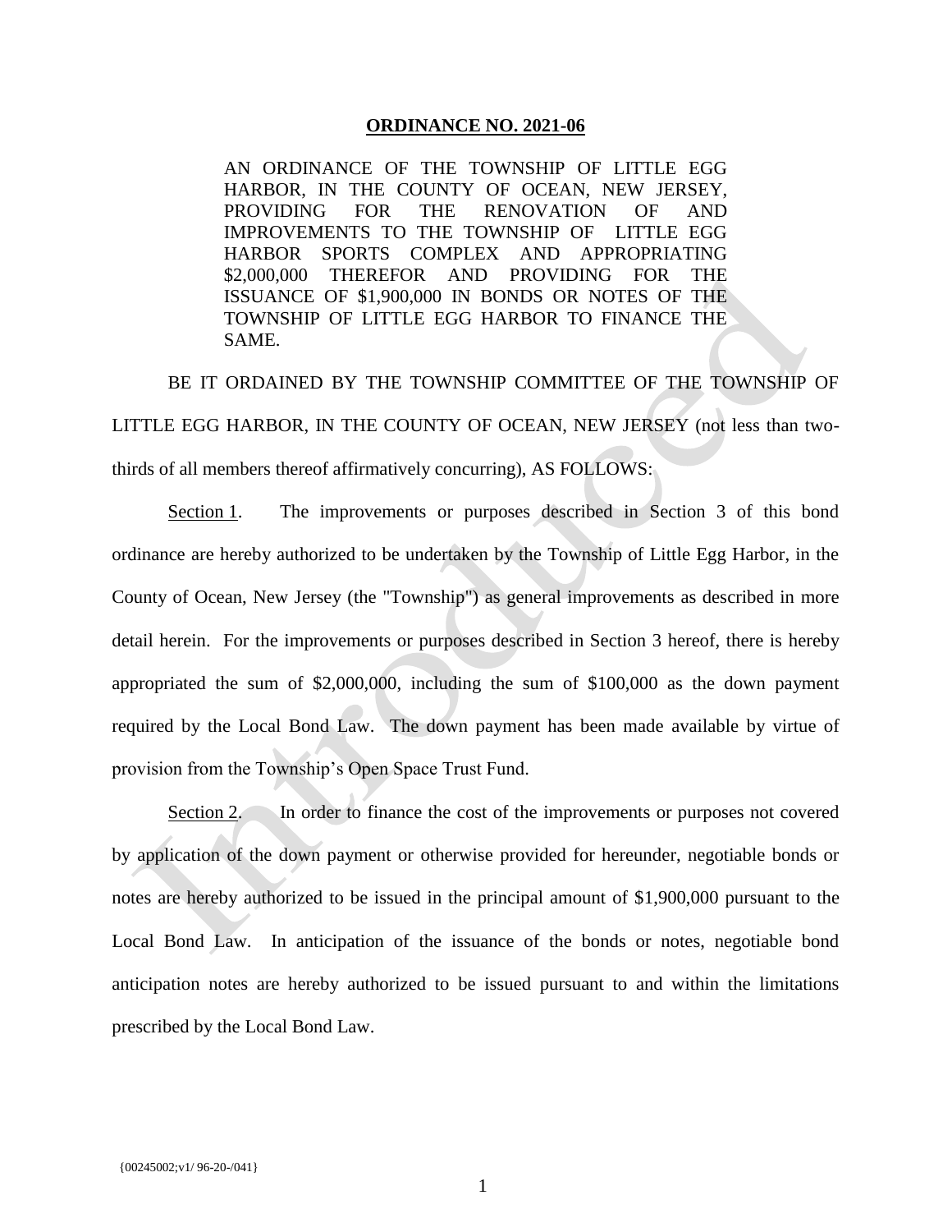**ORDINANCE NO. 2021-06**

AN ORDINANCE OF THE TOWNSHIP OF LITTLE EGG HARBOR, IN THE COUNTY OF OCEAN, NEW JERSEY, PROVIDING FOR THE RENOVATION OF AND IMPROVEMENTS TO THE TOWNSHIP OF LITTLE EGG HARBOR SPORTS COMPLEX AND APPROPRIATING \$2,000,000 THEREFOR AND PROVIDING FOR THE ISSUANCE OF \$1,900,000 IN BONDS OR NOTES OF THE TOWNSHIP OF LITTLE EGG HARBOR TO FINANCE THE SAME.

BE IT ORDAINED BY THE TOWNSHIP COMMITTEE OF THE TOWNSHIP OF LITTLE EGG HARBOR, IN THE COUNTY OF OCEAN, NEW JERSEY (not less than two-thirds of all members thereof affirmatively concurring), AS FOLLOWS:

Section 1. The improvements or purposes described in Section 3 of this bond ordinance are hereby authorized to be undertaken by the Township of Little Egg Harbor, in the County of Ocean, New Jersey (the "Township") as general improvements as described in more detail herein. For the improvements or purposes described in Section 3 hereof, there is hereby appropriated the sum of \$2,000,000, including the sum of \$100,000 as the down payment required by the Local Bond Law. The down payment has been made available by virtue of provision from the Township's Open Space Trust Fund.

Section 2. In order to finance the cost of the improvements or purposes not covered by application of the down payment or otherwise provided for hereunder, negotiable bonds or notes are hereby authorized to be issued in the principal amount of \$1,900,000 pursuant to the Local Bond Law. In anticipation of the issuance of the bonds or notes, negotiable bond anticipation notes are hereby authorized to be issued pursuant to and within the limitations prescribed by the Local Bond Law.

{00245002;v1/ 96-20-/041}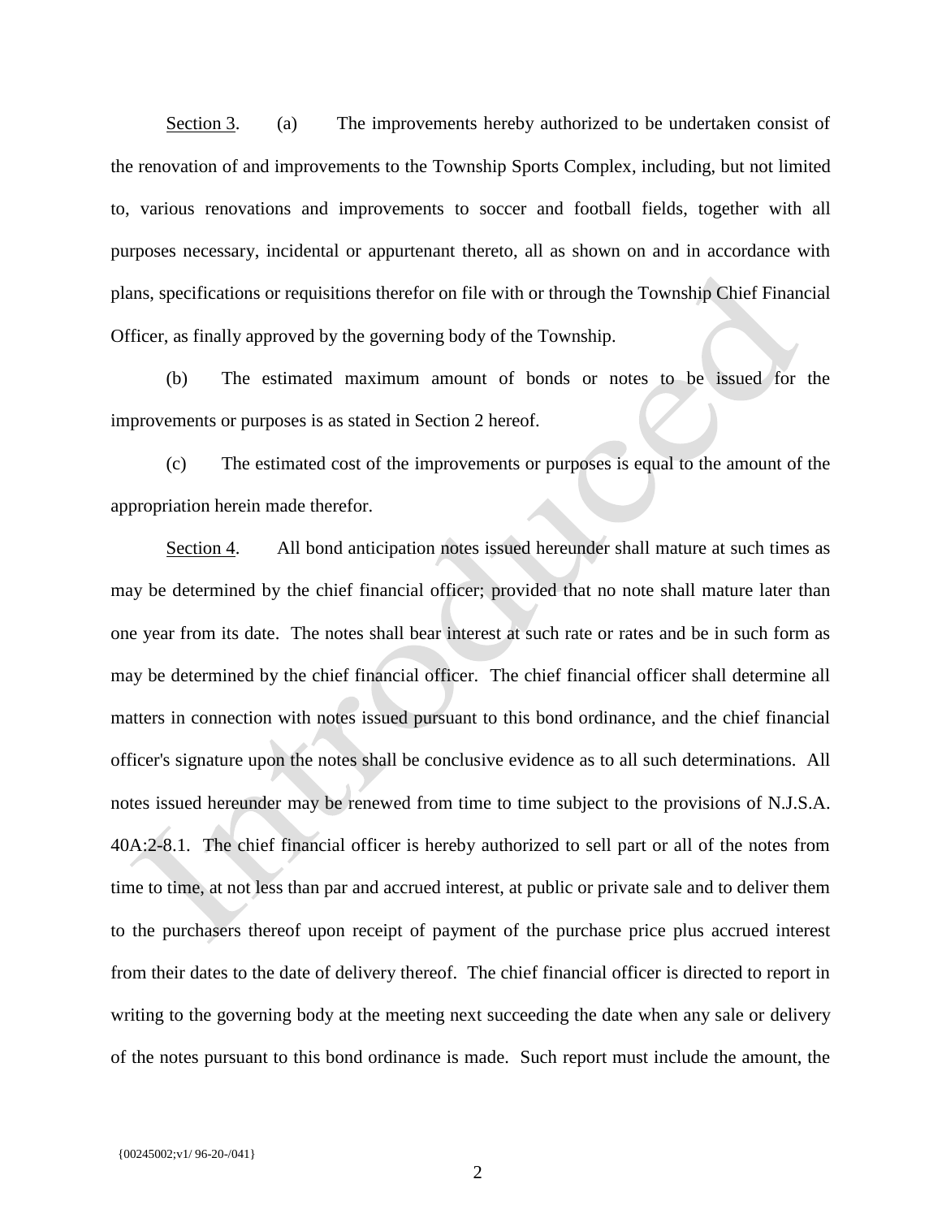Section 3. (a) The improvements hereby authorized to be undertaken consist of the renovation of and improvements to the Township Sports Complex, including, but not limited to, various renovations and improvements to soccer and football fields, together with all purposes necessary, incidental or appurtenant thereto, all as shown on and in accordance with plans, specifications or requisitions therefor on file with or through the Township Chief Financial Officer, as finally approved by the governing body of the Township.

(b) The estimated maximum amount of bonds or notes to be issued for the improvements or purposes is as stated in Section 2 hereof.

(c) The estimated cost of the improvements or purposes is equal to the amount of the appropriation herein made therefor.

Section 4. All bond anticipation notes issued hereunder shall mature at such times as may be determined by the chief financial officer; provided that no note shall mature later than one year from its date. The notes shall bear interest at such rate or rates and be in such form as may be determined by the chief financial officer. The chief financial officer shall determine all matters in connection with notes issued pursuant to this bond ordinance, and the chief financial officer's signature upon the notes shall be conclusive evidence as to all such determinations. All notes issued hereunder may be renewed from time to time subject to the provisions of N.J.S.A. 40A:2-8.1. The chief financial officer is hereby authorized to sell part or all of the notes from time to time, at not less than par and accrued interest, at public or private sale and to deliver them to the purchasers thereof upon receipt of payment of the purchase price plus accrued interest from their dates to the date of delivery thereof. The chief financial officer is directed to report in writing to the governing body at the meeting next succeeding the date when any sale or delivery of the notes pursuant to this bond ordinance is made. Such report must include the amount, the

{00245002;v1/ 96-20-/041}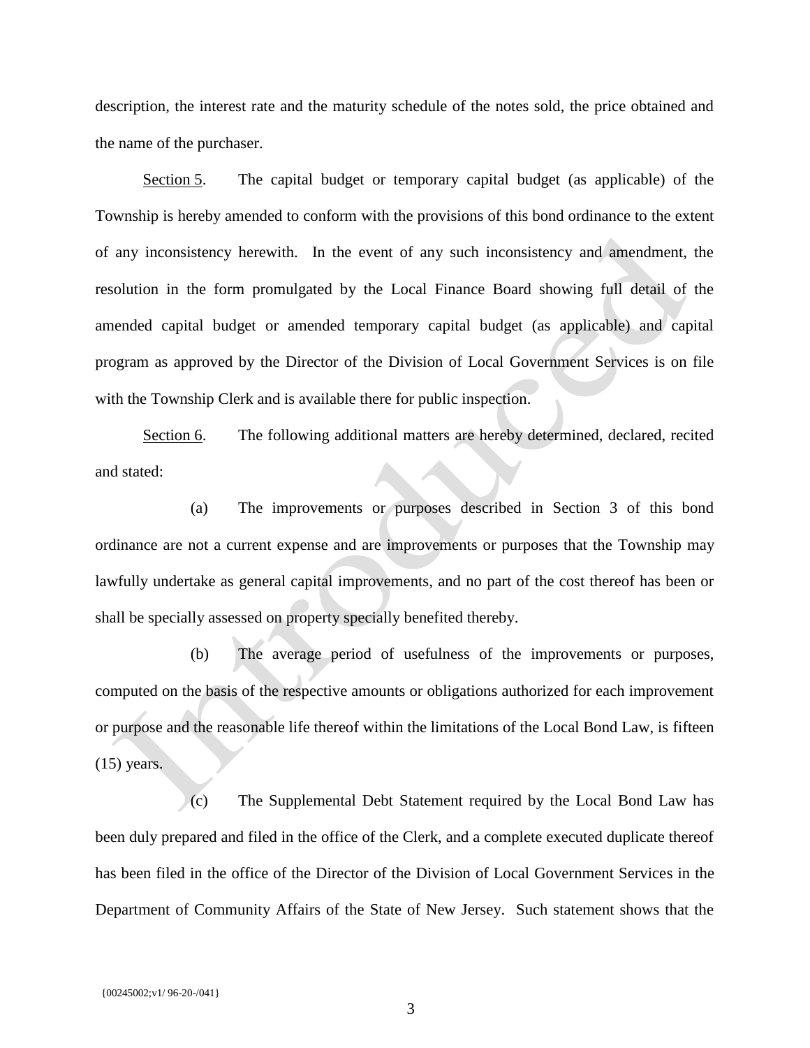description, the interest rate and the maturity schedule of the notes sold, the price obtained and the name of the purchaser.

Section 5. The capital budget or temporary capital budget (as applicable) of the Township is hereby amended to conform with the provisions of this bond ordinance to the extent of any inconsistency herewith. In the event of any such inconsistency and amendment, the resolution in the form promulgated by the Local Finance Board showing full detail of the amended capital budget or amended temporary capital budget (as applicable) and capital program as approved by the Director of the Division of Local Government Services is on file with the Township Clerk and is available there for public inspection.

Section 6. The following additional matters are hereby determined, declared, recited and stated:

(a) The improvements or purposes described in Section 3 of this bond ordinance are not a current expense and are improvements or purposes that the Township may lawfully undertake as general capital improvements, and no part of the cost thereof has been or shall be specially assessed on property specially benefited thereby.

(b) The average period of usefulness of the improvements or purposes, computed on the basis of the respective amounts or obligations authorized for each improvement or purpose and the reasonable life thereof within the limitations of the Local Bond Law, is fifteen (15) years.

(c) The Supplemental Debt Statement required by the Local Bond Law has been duly prepared and filed in the office of the Clerk, and a complete executed duplicate thereof has been filed in the office of the Director of the Division of Local Government Services in the Department of Community Affairs of the State of New Jersey. Such statement shows that the

{00245002;v1/ 96-20-/041}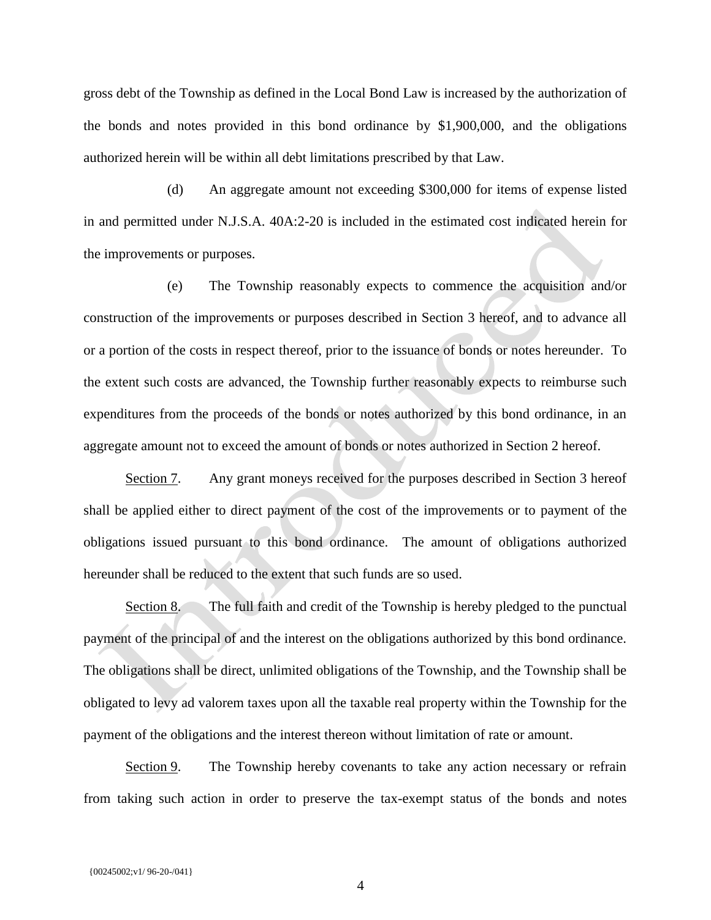gross debt of the Township as defined in the Local Bond Law is increased by the authorization of the bonds and notes provided in this bond ordinance by $1,900,000, and the obligations authorized herein will be within all debt limitations prescribed by that Law.

(d) An aggregate amount not exceeding $300,000 for items of expense listed in and permitted under N.J.S.A. 40A:2-20 is included in the estimated cost indicated herein for the improvements or purposes.

(e) The Township reasonably expects to commence the acquisition and/or construction of the improvements or purposes described in Section 3 hereof, and to advance all or a portion of the costs in respect thereof, prior to the issuance of bonds or notes hereunder. To the extent such costs are advanced, the Township further reasonably expects to reimburse such expenditures from the proceeds of the bonds or notes authorized by this bond ordinance, in an aggregate amount not to exceed the amount of bonds or notes authorized in Section 2 hereof.

Section 7. Any grant moneys received for the purposes described in Section 3 hereof shall be applied either to direct payment of the cost of the improvements or to payment of the obligations issued pursuant to this bond ordinance. The amount of obligations authorized hereunder shall be reduced to the extent that such funds are so used.

Section 8. The full faith and credit of the Township is hereby pledged to the punctual payment of the principal of and the interest on the obligations authorized by this bond ordinance. The obligations shall be direct, unlimited obligations of the Township, and the Township shall be obligated to levy ad valorem taxes upon all the taxable real property within the Township for the payment of the obligations and the interest thereon without limitation of rate or amount.

Section 9. The Township hereby covenants to take any action necessary or refrain from taking such action in order to preserve the tax-exempt status of the bonds and notes

{00245002;v1/ 96-20-/041}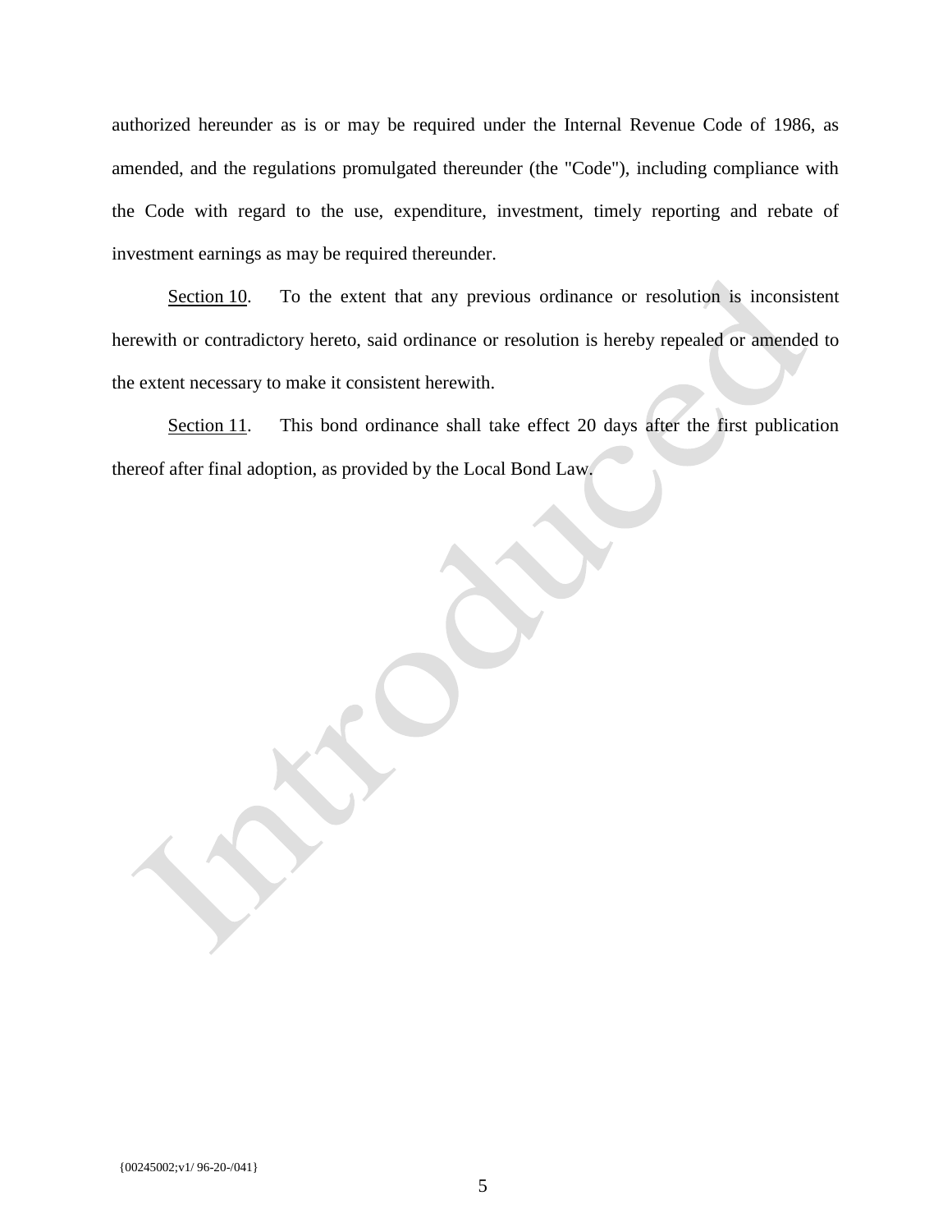authorized hereunder as is or may be required under the Internal Revenue Code of 1986, as amended, and the regulations promulgated thereunder (the "Code"), including compliance with the Code with regard to the use, expenditure, investment, timely reporting and rebate of investment earnings as may be required thereunder.

Section 10. To the extent that any previous ordinance or resolution is inconsistent herewith or contradictory hereto, said ordinance or resolution is hereby repealed or amended to the extent necessary to make it consistent herewith.

Section 11. This bond ordinance shall take effect 20 days after the first publication thereof after final adoption, as provided by the Local Bond Law.

{00245002;v1/ 96-20-/041}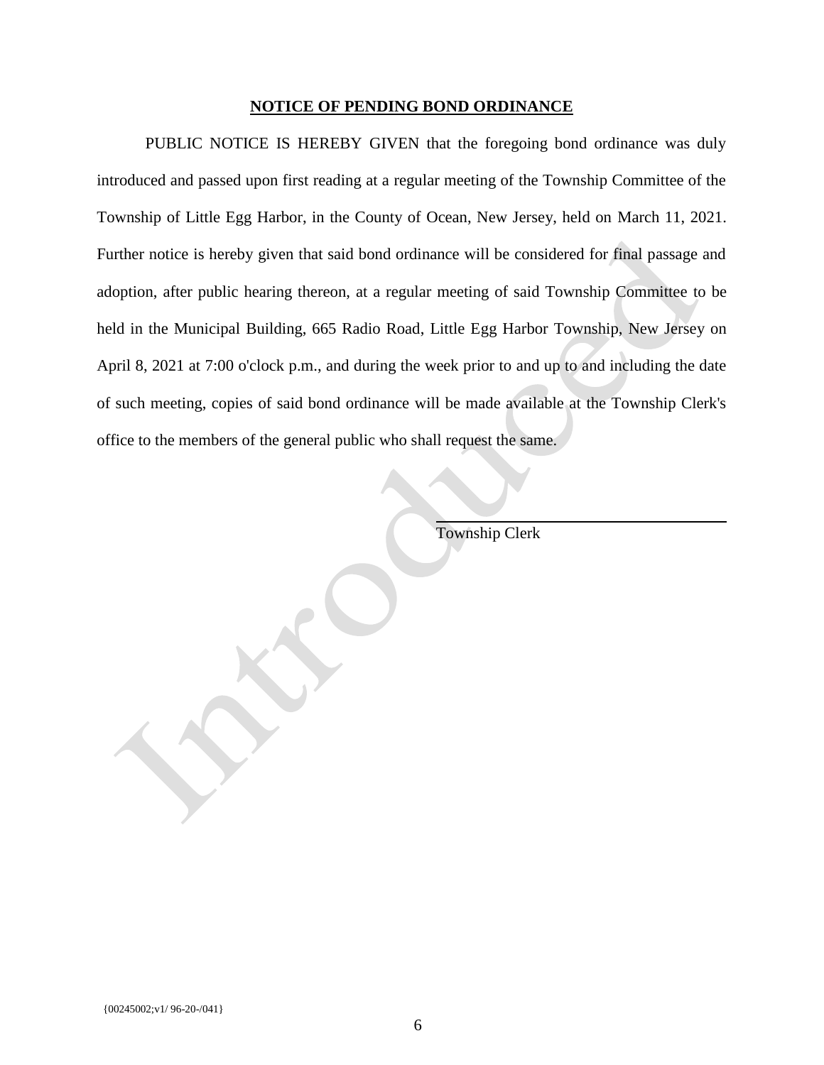**NOTICE OF PENDING BOND ORDINANCE**

PUBLIC NOTICE IS HEREBY GIVEN that the foregoing bond ordinance was duly introduced and passed upon first reading at a regular meeting of the Township Committee of the Township of Little Egg Harbor, in the County of Ocean, New Jersey, held on March 11, 2021. Further notice is hereby given that said bond ordinance will be considered for final passage and adoption, after public hearing thereon, at a regular meeting of said Township Committee to be held in the Municipal Building, 665 Radio Road, Little Egg Harbor Township, New Jersey on April 8, 2021 at 7:00 o'clock p.m., and during the week prior to and up to and including the date of such meeting, copies of said bond ordinance will be made available at the Township Clerk's office to the members of the general public who shall request the same.

Township Clerk

{00245002;v1/ 96-20-/041}